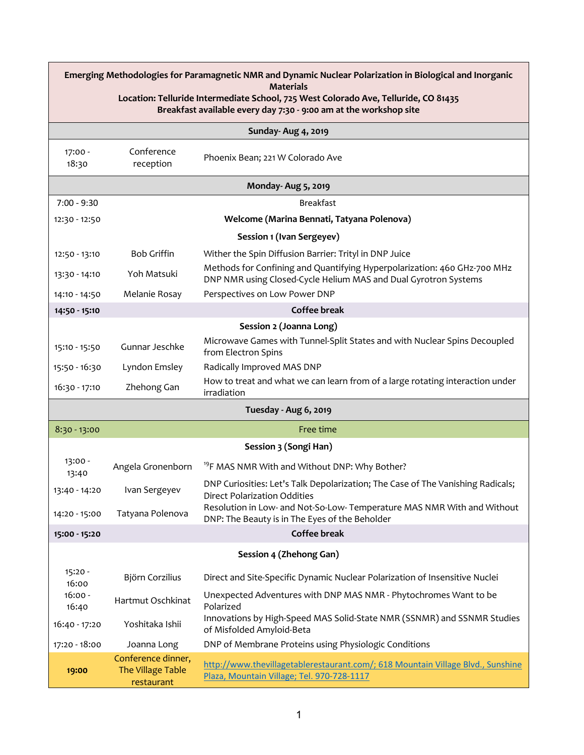| **Emerging Methodologies for Paramagnetic NMR and Dynamic Nuclear Polarization in Biological and Inorganic Materials**<br>**Location: Telluride Intermediate School, 725 West Colorado Ave, Telluride, CO 81435**<br>**Breakfast available every day 7:30 - 9:00 am at the workshop site** | | |
|---|---|---|
| | **Sunday- Aug 4, 2019** | |
| 17:00 - 18:30 | Conference reception | Phoenix Bean; 221 W Colorado Ave |
| | **Monday- Aug 5, 2019** | |
| 7:00 - 9:30 | | Breakfast |
| 12:30 - 12:50 | | **Welcome (Marina Bennati, Tatyana Polenova)** |
| | **Session 1 (Ivan Sergeyev)** | |
| 12:50 - 13:10 | Bob Griffin | Wither the Spin Diffusion Barrier: Trityl in DNP Juice |
| 13:30 - 14:10 | Yoh Matsuki | Methods for Confining and Quantifying Hyperpolarization: 460 GHz-700 MHz DNP NMR using Closed-Cycle Helium MAS and Dual Gyrotron Systems |
| 14:10 - 14:50 | Melanie Rosay | Perspectives on Low Power DNP |
| **14:50 - 15:10** | | **Coffee break** |
| | **Session 2 (Joanna Long)** | |
| 15:10 - 15:50 | Gunnar Jeschke | Microwave Games with Tunnel-Split States and with Nuclear Spins Decoupled from Electron Spins |
| 15:50 - 16:30 | Lyndon Emsley | Radically Improved MAS DNP |
| 16:30 - 17:10 | Zhehong Gan | How to treat and what we can learn from of a large rotating interaction under irradiation |
| | **Tuesday - Aug 6, 2019** | |
| 8:30 - 13:00 | | Free time |
| | **Session 3 (Songi Han)** | |
| 13:00 - 13:40 | Angela Gronenborn | $^{19}$F MAS NMR With and Without DNP: Why Bother? |
| 13:40 - 14:20 | Ivan Sergeyev | DNP Curiosities: Let's Talk Depolarization; The Case of The Vanishing Radicals; Direct Polarization Oddities |
| 14:20 - 15:00 | Tatyana Polenova | Resolution in Low- and Not-So-Low- Temperature MAS NMR With and Without DNP: The Beauty is in The Eyes of the Beholder |
| **15:00 - 15:20** | | **Coffee break** |
| | **Session 4 (Zhehong Gan)** | |
| 15:20 - 16:00 | Björn Corzilius | Direct and Site-Specific Dynamic Nuclear Polarization of Insensitive Nuclei |
| 16:00 - 16:40 | Hartmut Oschkinat | Unexpected Adventures with DNP MAS NMR - Phytochromes Want to be Polarized |
| 16:40 - 17:20 | Yoshitaka Ishii | Innovations by High-Speed MAS Solid-State NMR (SSNMR) and SSNMR Studies of Misfolded Amyloid-Beta |
| 17:20 - 18:00 | Joanna Long | DNP of Membrane Proteins using Physiologic Conditions |
| **19:00** | Conference dinner, The Village Table restaurant | http://www.thevillagetablerestaurant.com/; 618 Mountain Village Blvd., Sunshine Plaza, Mountain Village; Tel. 970-728-1117 |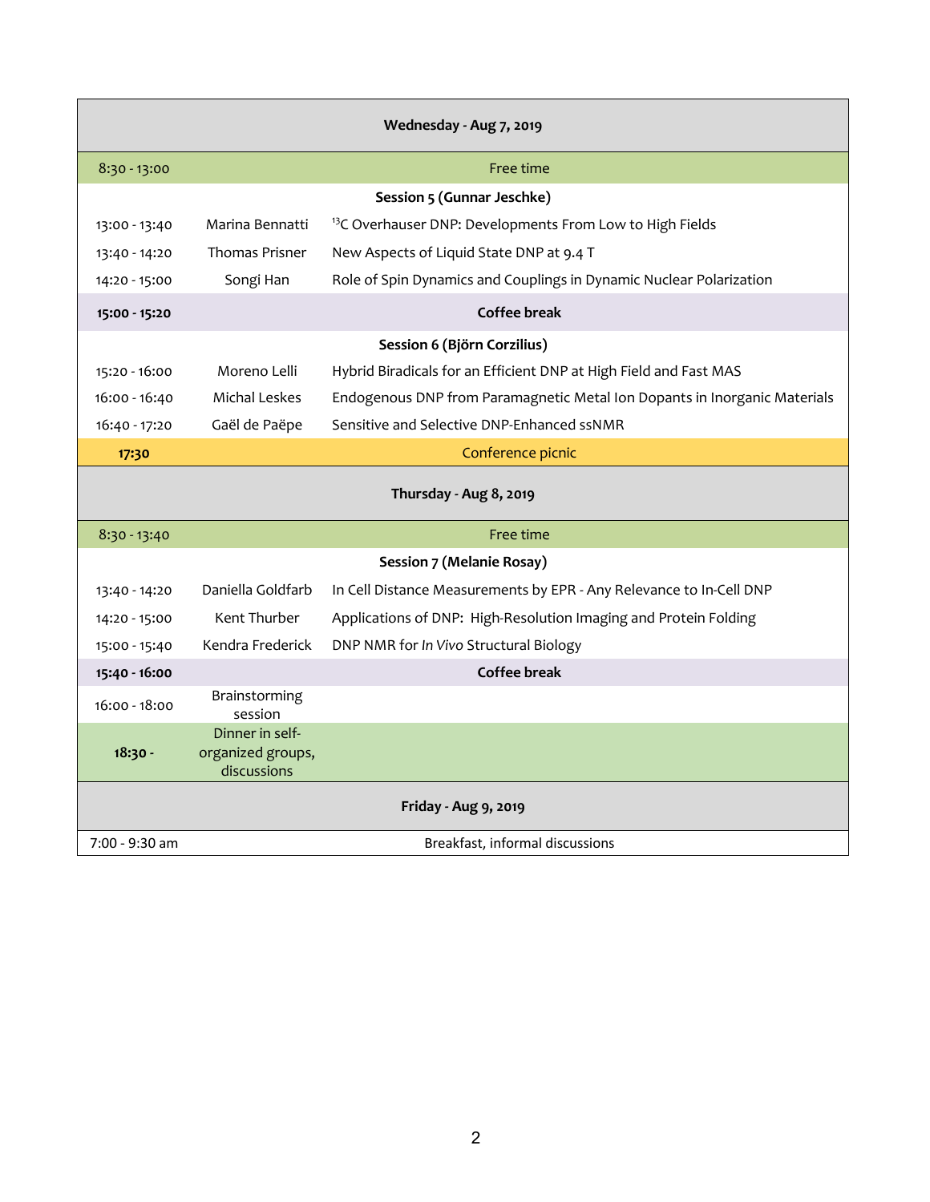| | | |
|---|---|---|
| **Wednesday - Aug 7, 2019** | | |
| 8:30 - 13:00 | | Free time |
| | | **Session 5 (Gunnar Jeschke)** |
| 13:00 - 13:40 | Marina Bennatti | $^{13}$C Overhauser DNP: Developments From Low to High Fields |
| 13:40 - 14:20 | Thomas Prisner | New Aspects of Liquid State DNP at 9.4 T |
| 14:20 - 15:00 | Songi Han | Role of Spin Dynamics and Couplings in Dynamic Nuclear Polarization |
| **15:00 - 15:20** | | **Coffee break** |
| | | **Session 6 (Björn Corzilius)** |
| 15:20 - 16:00 | Moreno Lelli | Hybrid Biradicals for an Efficient DNP at High Field and Fast MAS |
| 16:00 - 16:40 | Michal Leskes | Endogenous DNP from Paramagnetic Metal Ion Dopants in Inorganic Materials |
| 16:40 - 17:20 | Gaël de Paëpe | Sensitive and Selective DNP-Enhanced ssNMR |
| **17:30** | | Conference picnic |
| **Thursday - Aug 8, 2019** | | |
| 8:30 - 13:40 | | Free time |
| | | **Session 7 (Melanie Rosay)** |
| 13:40 - 14:20 | Daniella Goldfarb | In Cell Distance Measurements by EPR - Any Relevance to In-Cell DNP |
| 14:20 - 15:00 | Kent Thurber | Applications of DNP: High-Resolution Imaging and Protein Folding |
| 15:00 - 15:40 | Kendra Frederick | DNP NMR for *In Vivo* Structural Biology |
| **15:40 - 16:00** | | **Coffee break** |
| 16:00 - 18:00 | Brainstorming session | |
| **18:30 -** | Dinner in self-organized groups, discussions | |
| **Friday - Aug 9, 2019** | | |
| 7:00 - 9:30 am | | Breakfast, informal discussions |